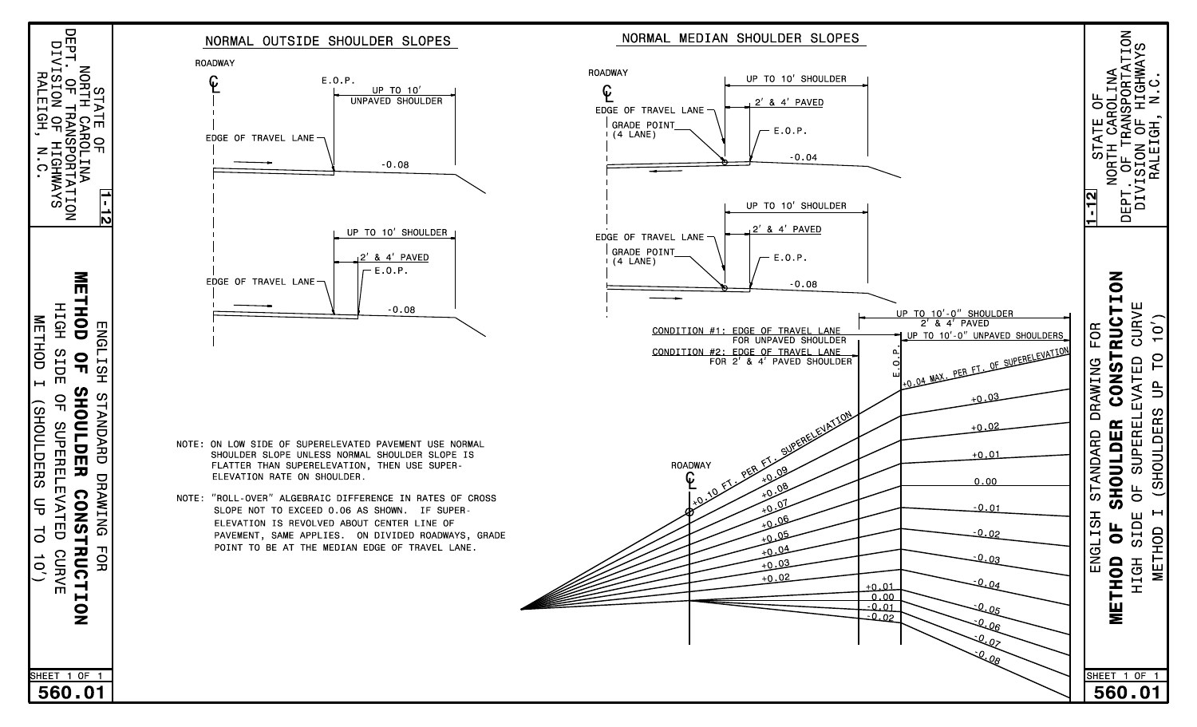# STATE OF NORTH CAROLINA
# DEPT. OF TRANSPORTATION
# DIVISION OF HIGHWAYS
# RALEIGH, N.C.

1-12

ENGLISH STANDARD DRAWING FOR

# METHOD OF SHOULDER CONSTRUCTION

HIGH SIDE OF SUPERELEVATED CURVE

METHOD I (SHOULDERS UP TO 10')

## NORMAL OUTSIDE SHOULDER SLOPES

ROADWAY ℄

E.O.P.

UP TO 10' UNPAVED SHOULDER

EDGE OF TRAVEL LANE

-0.08

UP TO 10' SHOULDER

2' & 4' PAVED

E.O.P.

EDGE OF TRAVEL LANE

-0.08

## NORMAL MEDIAN SHOULDER SLOPES

ROADWAY ℄

UP TO 10' SHOULDER

EDGE OF TRAVEL LANE

2' & 4' PAVED

GRADE POINT (4 LANE)

E.O.P.

-0.04

UP TO 10' SHOULDER

EDGE OF TRAVEL LANE

2' & 4' PAVED

GRADE POINT (4 LANE)

E.O.P.

-0.08

NOTE: ON LOW SIDE OF SUPERELEVATED PAVEMENT USE NORMAL SHOULDER SLOPE UNLESS NORMAL SHOULDER SLOPE IS FLATTER THAN SUPERELEVATION, THEN USE SUPER-ELEVATION RATE ON SHOULDER.

NOTE: "ROLL-OVER" ALGEBRAIC DIFFERENCE IN RATES OF CROSS SLOPE NOT TO EXCEED 0.06 AS SHOWN. IF SUPER-ELEVATION IS REVOLVED ABOUT CENTER LINE OF PAVEMENT, SAME APPLIES. ON DIVIDED ROADWAYS, GRADE POINT TO BE AT THE MEDIAN EDGE OF TRAVEL LANE.

UP TO 10'-0" SHOULDER

2' & 4' PAVED

UP TO 10'-0" UNPAVED SHOULDERS

CONDITION #1: EDGE OF TRAVEL LANE FOR UNPAVED SHOULDER

CONDITION #2: EDGE OF TRAVEL LANE FOR 2' & 4' PAVED SHOULDER

E.O.P.

ROADWAY ℄

+0.10 FT. PER FT. SUPERELEVATION

+0.09, +0.08, +0.07, +0.06, +0.05, +0.04, +0.03, +0.02, +0.01, 0.00, -0.01, -0.02

+0.04 MAX. PER FT. OF SUPERELEVATION

+0.03, +0.02, +0.01, 0.00, -0.01, -0.02, -0.03, -0.04, -0.05, -0.06, -0.07, -0.08

SHEET 1 OF 1

560.01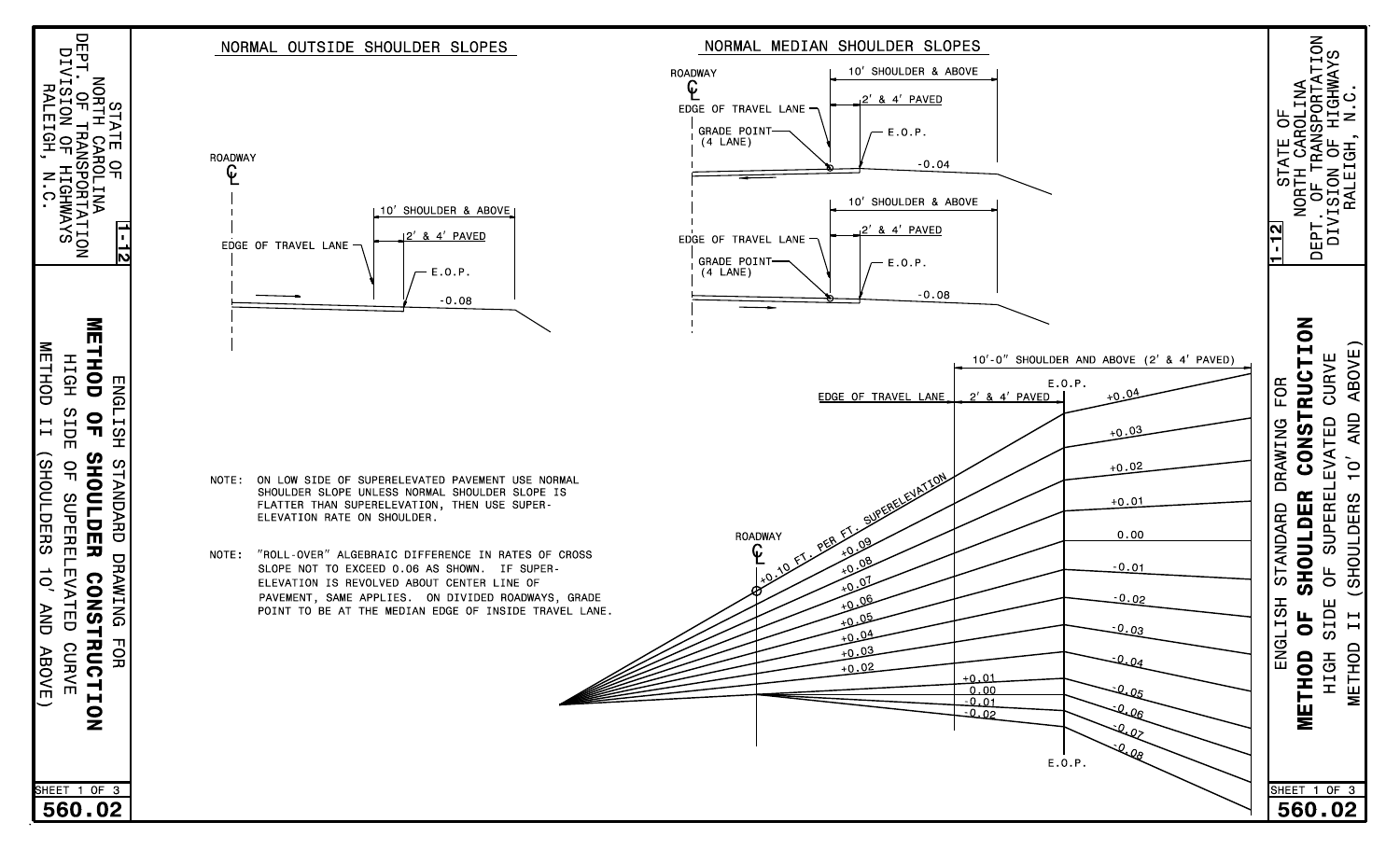STATE OF NORTH CAROLINA
DEPT. OF TRANSPORTATION
DIVISION OF HIGHWAYS
RALEIGH, N.C.

1-12

ENGLISH STANDARD DRAWING FOR

# METHOD OF SHOULDER CONSTRUCTION

HIGH SIDE OF SUPERELEVATED CURVE
METHOD II (SHOULDERS 10' AND ABOVE)

SHEET 1 OF 3

560.02

## NORMAL OUTSIDE SHOULDER SLOPES

ROADWAY ℄

EDGE OF TRAVEL LANE

10' SHOULDER & ABOVE

2' & 4' PAVED

E.O.P.

-0.08

## NORMAL MEDIAN SHOULDER SLOPES

ROADWAY ℄

EDGE OF TRAVEL LANE

GRADE POINT (4 LANE)

10' SHOULDER & ABOVE

2' & 4' PAVED

E.O.P.

-0.04

EDGE OF TRAVEL LANE

GRADE POINT (4 LANE)

10' SHOULDER & ABOVE

2' & 4' PAVED

E.O.P.

-0.08

NOTE: ON LOW SIDE OF SUPERELEVATED PAVEMENT USE NORMAL SHOULDER SLOPE UNLESS NORMAL SHOULDER SLOPE IS FLATTER THAN SUPERELEVATION, THEN USE SUPER-ELEVATION RATE ON SHOULDER.

NOTE: "ROLL-OVER" ALGEBRAIC DIFFERENCE IN RATES OF CROSS SLOPE NOT TO EXCEED 0.06 AS SHOWN. IF SUPER-ELEVATION IS REVOLVED ABOUT CENTER LINE OF PAVEMENT, SAME APPLIES. ON DIVIDED ROADWAYS, GRADE POINT TO BE AT THE MEDIAN EDGE OF INSIDE TRAVEL LANE.

10'-0" SHOULDER AND ABOVE (2' & 4' PAVED)

EDGE OF TRAVEL LANE

2' & 4' PAVED

E.O.P.

ROADWAY ℄

+0.10 FT. PER FT. SUPERELEVATION

+0.09
+0.08
+0.07
+0.06
+0.05
+0.04
+0.03
+0.02
+0.01
0.00
-0.01
-0.02

+0.04
+0.03
+0.02
+0.01
0.00
-0.01
-0.02
-0.03
-0.04
-0.05
-0.06
-0.07
-0.08

E.O.P.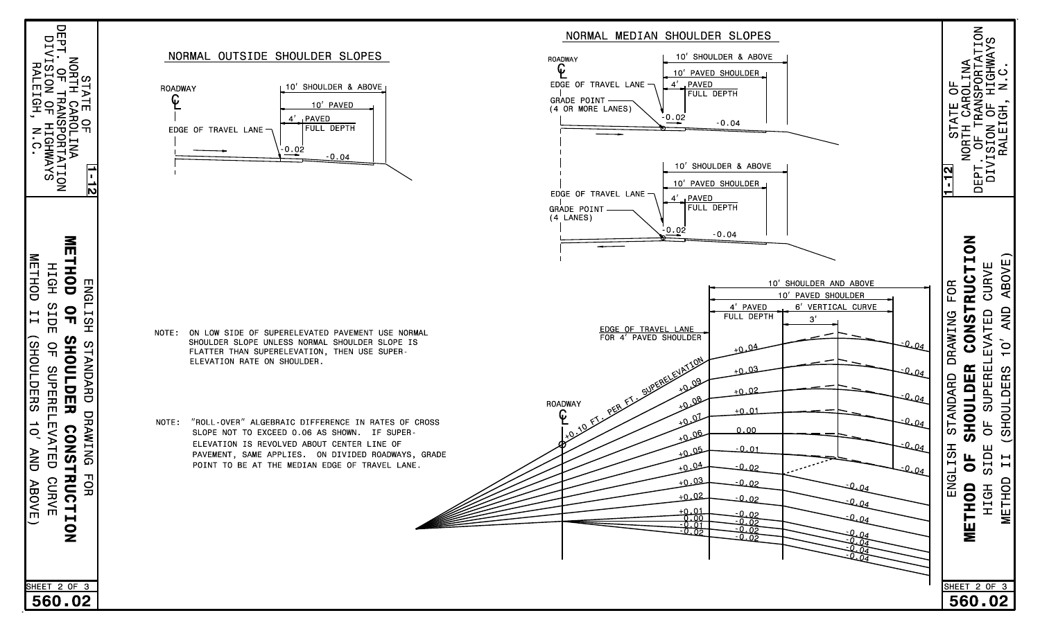# ENGLISH STANDARD DRAWING FOR METHOD OF SHOULDER CONSTRUCTION

## HIGH SIDE OF SUPERELEVATED CURVE METHOD II (SHOULDERS 10' AND ABOVE)

STATE OF NORTH CAROLINA
DEPT. OF TRANSPORTATION
DIVISION OF HIGHWAYS
RALEIGH, N.C.

### NORMAL OUTSIDE SHOULDER SLOPES

ROADWAY ℄

EDGE OF TRAVEL LANE

10' SHOULDER & ABOVE

10' PAVED

4' PAVED FULL DEPTH

-0.02

-0.04

### NORMAL MEDIAN SHOULDER SLOPES

ROADWAY ℄

EDGE OF TRAVEL LANE

GRADE POINT (4 OR MORE LANES)

10' SHOULDER & ABOVE

10' PAVED SHOULDER

4' PAVED FULL DEPTH

-0.02

-0.04

EDGE OF TRAVEL LANE

GRADE POINT (4 LANES)

10' SHOULDER & ABOVE

10' PAVED SHOULDER

4' PAVED FULL DEPTH

-0.02

-0.04

NOTE: ON LOW SIDE OF SUPERELEVATED PAVEMENT USE NORMAL SHOULDER SLOPE UNLESS NORMAL SHOULDER SLOPE IS FLATTER THAN SUPERELEVATION, THEN USE SUPER-ELEVATION RATE ON SHOULDER.

NOTE: "ROLL-OVER" ALGEBRAIC DIFFERENCE IN RATES OF CROSS SLOPE NOT TO EXCEED 0.06 AS SHOWN. IF SUPER-ELEVATION IS REVOLVED ABOUT CENTER LINE OF PAVEMENT, SAME APPLIES. ON DIVIDED ROADWAYS, GRADE POINT TO BE AT THE MEDIAN EDGE OF TRAVEL LANE.

ROADWAY ℄

EDGE OF TRAVEL LANE FOR 4' PAVED SHOULDER

10' SHOULDER AND ABOVE

10' PAVED SHOULDER

4' PAVED FULL DEPTH

6' VERTICAL CURVE

3'

| Superelevation | 4' Paved Shoulder | Shoulder Beyond |
| --- | --- | --- |
| +0.10 FT. PER FT. SUPERELEVATION | +0.04 | -0.04 |
| +0.09 | +0.03 | -0.04 |
| +0.08 | +0.02 | -0.04 |
| +0.07 | +0.01 | -0.04 |
| +0.06 | 0.00 | -0.04 |
| +0.05 | -0.01 | -0.04 |
| +0.04 | -0.02 | -0.04 |
| +0.03 | -0.02 | -0.04 |
| +0.02 | -0.02 | -0.04 |
| +0.01 | -0.02 | -0.04 |
| 0.00 | -0.02 | -0.04 |
| -0.01 | -0.02 | -0.04 |
| -0.02 | -0.02 | -0.04 |

SHEET 2 OF 3

560.02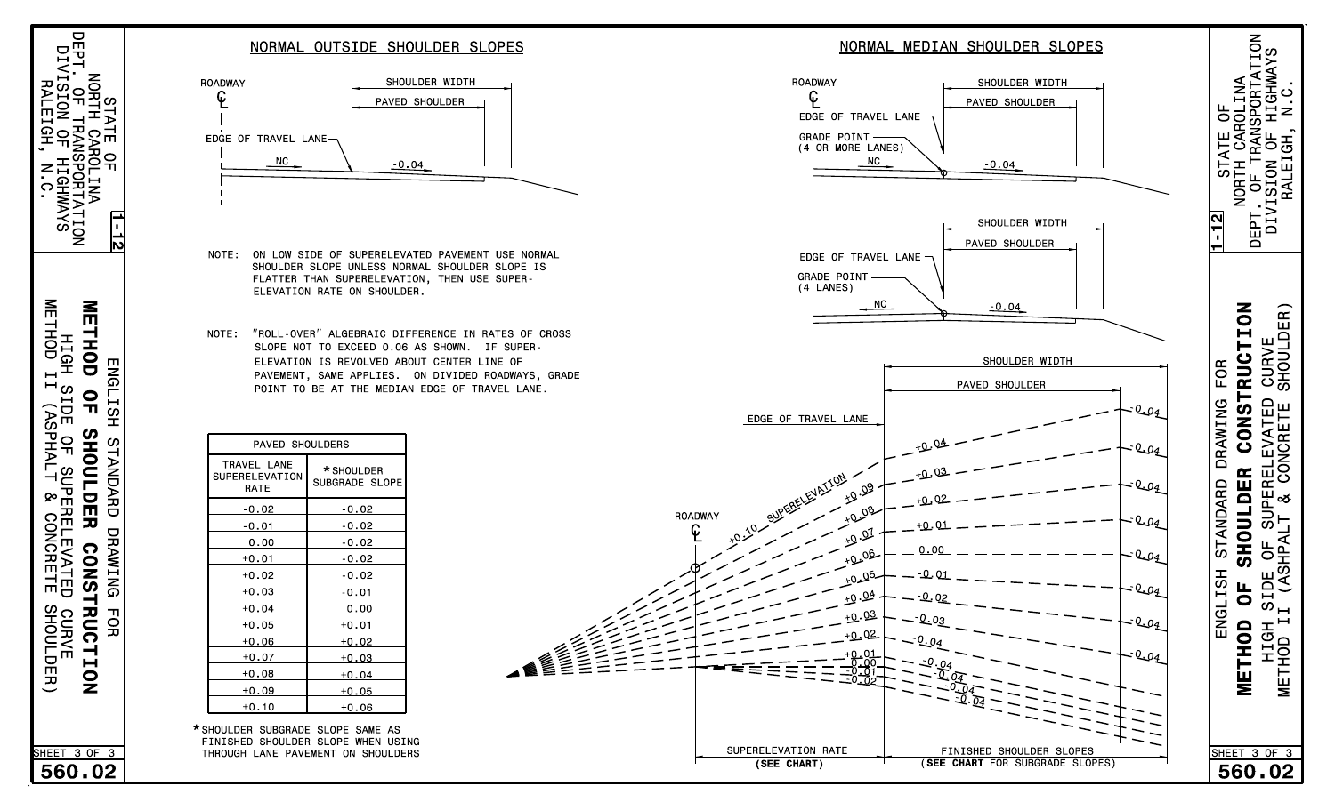STATE OF NORTH CAROLINA
DEPT. OF TRANSPORTATION
DIVISION OF HIGHWAYS
RALEIGH, N.C.

1-12

ENGLISH STANDARD DRAWING FOR

# METHOD OF SHOULDER CONSTRUCTION

HIGH SIDE OF SUPERELEVATED CURVE
METHOD II (ASPHALT & CONCRETE SHOULDER)

SHEET 3 OF 3

560.02

## NORMAL OUTSIDE SHOULDER SLOPES

ROADWAY ℄

SHOULDER WIDTH

PAVED SHOULDER

EDGE OF TRAVEL LANE

NC

-0.04

NOTE: ON LOW SIDE OF SUPERELEVATED PAVEMENT USE NORMAL SHOULDER SLOPE UNLESS NORMAL SHOULDER SLOPE IS FLATTER THAN SUPERELEVATION, THEN USE SUPER-ELEVATION RATE ON SHOULDER.

NOTE: "ROLL-OVER" ALGEBRAIC DIFFERENCE IN RATES OF CROSS SLOPE NOT TO EXCEED 0.06 AS SHOWN. IF SUPER-ELEVATION IS REVOLVED ABOUT CENTER LINE OF PAVEMENT, SAME APPLIES. ON DIVIDED ROADWAYS, GRADE POINT TO BE AT THE MEDIAN EDGE OF TRAVEL LANE.

| PAVED SHOULDERS | |
|---|---|
| TRAVEL LANE SUPERELEVATION RATE | * SHOULDER SUBGRADE SLOPE |
| -0.02 | -0.02 |
| -0.01 | -0.02 |
| 0.00 | -0.02 |
| +0.01 | -0.02 |
| +0.02 | -0.02 |
| +0.03 | -0.01 |
| +0.04 | 0.00 |
| +0.05 | +0.01 |
| +0.06 | +0.02 |
| +0.07 | +0.03 |
| +0.08 | +0.04 |
| +0.09 | +0.05 |
| +0.10 | +0.06 |

* SHOULDER SUBGRADE SLOPE SAME AS FINISHED SHOULDER SLOPE WHEN USING THROUGH LANE PAVEMENT ON SHOULDERS

## NORMAL MEDIAN SHOULDER SLOPES

ROADWAY ℄

SHOULDER WIDTH

PAVED SHOULDER

EDGE OF TRAVEL LANE

GRADE POINT (4 OR MORE LANES)

NC

-0.04

SHOULDER WIDTH

PAVED SHOULDER

EDGE OF TRAVEL LANE

GRADE POINT (4 LANES)

NC

-0.04

SHOULDER WIDTH

PAVED SHOULDER

EDGE OF TRAVEL LANE

ROADWAY ℄

+0.10 SUPERELEVATION

+0.09, +0.08, +0.07, +0.06, +0.05, +0.04, +0.03, +0.02, +0.01, 0.00, -0.01, -0.02

+0.04, +0.03, +0.02, +0.01, 0.00, -0.01, -0.02, -0.03, -0.04, -0.04, -0.04, -0.04, -0.04

-0.04, -0.04, -0.04, -0.04, -0.04, -0.04, -0.04, -0.04

SUPERELEVATION RATE **(SEE CHART)**

FINISHED SHOULDER SLOPES (**SEE CHART** FOR SUBGRADE SLOPES)